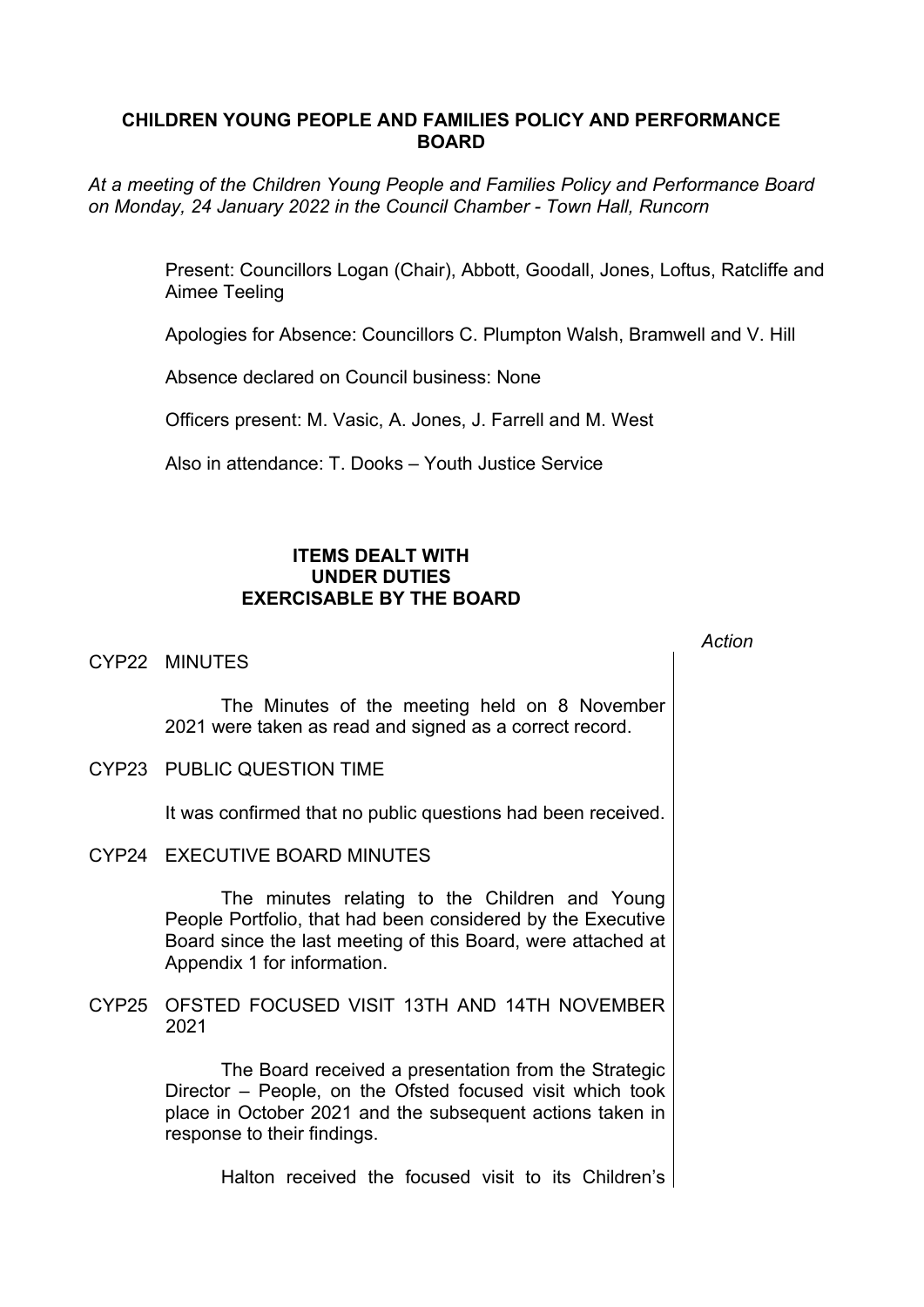# CHILDREN YOUNG PEOPLE AND FAMILIES POLICY AND PERFORMANCE BOARD

*At a meeting of the Children Young People and Families Policy and Performance Board on Monday, 24 January 2022 in the Council Chamber - Town Hall, Runcorn*

Present: Councillors Logan (Chair), Abbott, Goodall, Jones, Loftus, Ratcliffe and Aimee Teeling

Apologies for Absence: Councillors C. Plumpton Walsh, Bramwell and V. Hill

Absence declared on Council business: None

Officers present: M. Vasic, A. Jones, J. Farrell and M. West

Also in attendance: T. Dooks – Youth Justice Service

## ITEMS DEALT WITH UNDER DUTIES EXERCISABLE BY THE BOARD

*Action*

CYP22 MINUTES

The Minutes of the meeting held on 8 November 2021 were taken as read and signed as a correct record.

CYP23 PUBLIC QUESTION TIME

It was confirmed that no public questions had been received.

CYP24 EXECUTIVE BOARD MINUTES

The minutes relating to the Children and Young People Portfolio, that had been considered by the Executive Board since the last meeting of this Board, were attached at Appendix 1 for information.

CYP25 OFSTED FOCUSED VISIT 13TH AND 14TH NOVEMBER 2021

The Board received a presentation from the Strategic Director – People, on the Ofsted focused visit which took place in October 2021 and the subsequent actions taken in response to their findings.

Halton received the focused visit to its Children's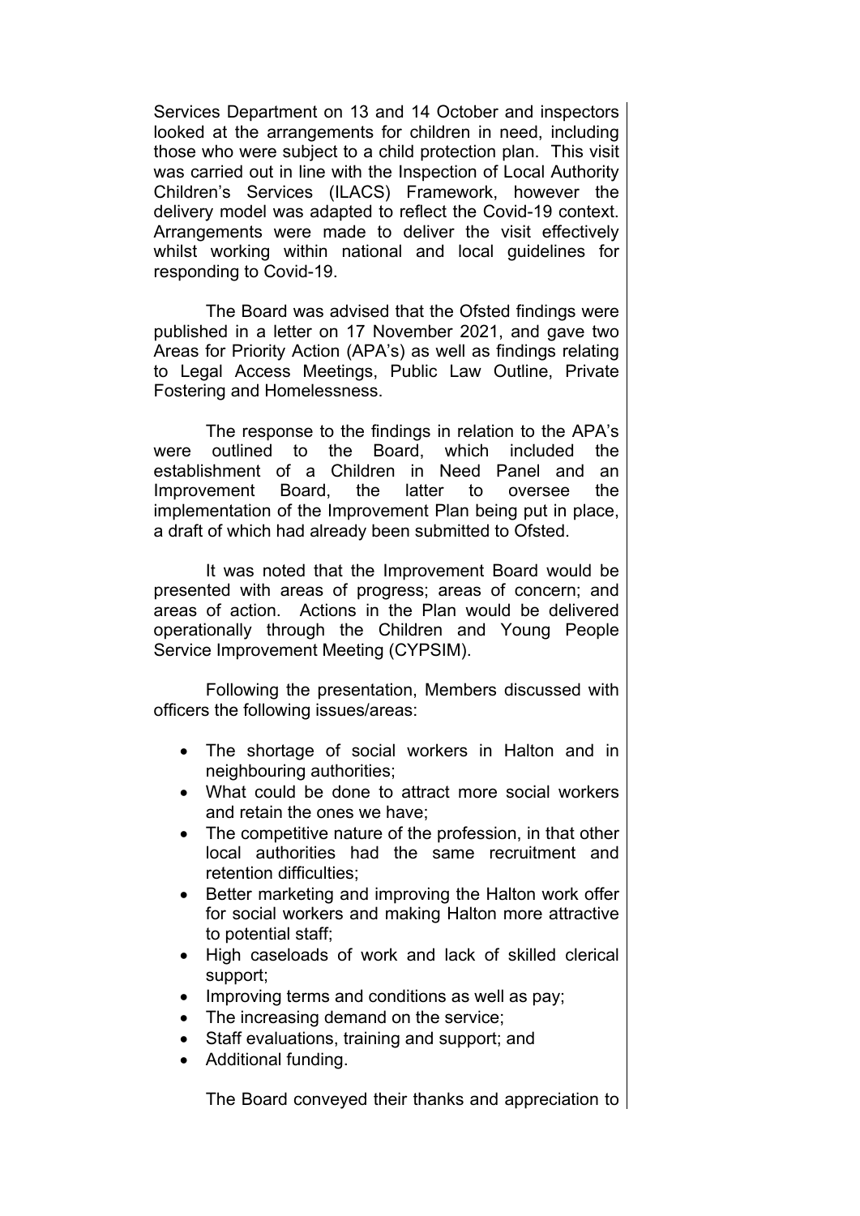Services Department on 13 and 14 October and inspectors looked at the arrangements for children in need, including those who were subject to a child protection plan. This visit was carried out in line with the Inspection of Local Authority Children's Services (ILACS) Framework, however the delivery model was adapted to reflect the Covid-19 context. Arrangements were made to deliver the visit effectively whilst working within national and local guidelines for responding to Covid-19.

The Board was advised that the Ofsted findings were published in a letter on 17 November 2021, and gave two Areas for Priority Action (APA's) as well as findings relating to Legal Access Meetings, Public Law Outline, Private Fostering and Homelessness.

The response to the findings in relation to the APA's were outlined to the Board, which included the establishment of a Children in Need Panel and an Improvement Board, the latter to oversee the implementation of the Improvement Plan being put in place, a draft of which had already been submitted to Ofsted.

It was noted that the Improvement Board would be presented with areas of progress; areas of concern; and areas of action. Actions in the Plan would be delivered operationally through the Children and Young People Service Improvement Meeting (CYPSIM).

Following the presentation, Members discussed with officers the following issues/areas:

- The shortage of social workers in Halton and in neighbouring authorities;
- What could be done to attract more social workers and retain the ones we have;
- The competitive nature of the profession, in that other local authorities had the same recruitment and retention difficulties;
- Better marketing and improving the Halton work offer for social workers and making Halton more attractive to potential staff;
- High caseloads of work and lack of skilled clerical support;
- Improving terms and conditions as well as pay;
- The increasing demand on the service;
- Staff evaluations, training and support; and
- Additional funding.

The Board conveyed their thanks and appreciation to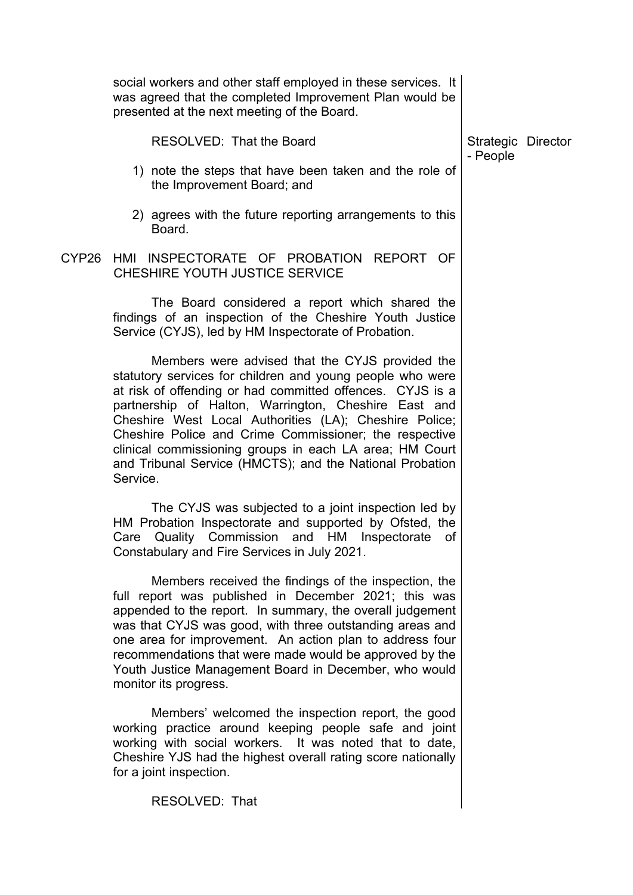social workers and other staff employed in these services. It was agreed that the completed Improvement Plan would be presented at the next meeting of the Board.

RESOLVED: That the Board

Strategic Director - People

1) note the steps that have been taken and the role of the Improvement Board; and

2) agrees with the future reporting arrangements to this Board.

CYP26 HMI INSPECTORATE OF PROBATION REPORT OF CHESHIRE YOUTH JUSTICE SERVICE

The Board considered a report which shared the findings of an inspection of the Cheshire Youth Justice Service (CYJS), led by HM Inspectorate of Probation.

Members were advised that the CYJS provided the statutory services for children and young people who were at risk of offending or had committed offences. CYJS is a partnership of Halton, Warrington, Cheshire East and Cheshire West Local Authorities (LA); Cheshire Police; Cheshire Police and Crime Commissioner; the respective clinical commissioning groups in each LA area; HM Court and Tribunal Service (HMCTS); and the National Probation Service.

The CYJS was subjected to a joint inspection led by HM Probation Inspectorate and supported by Ofsted, the Care Quality Commission and HM Inspectorate of Constabulary and Fire Services in July 2021.

Members received the findings of the inspection, the full report was published in December 2021; this was appended to the report. In summary, the overall judgement was that CYJS was good, with three outstanding areas and one area for improvement. An action plan to address four recommendations that were made would be approved by the Youth Justice Management Board in December, who would monitor its progress.

Members' welcomed the inspection report, the good working practice around keeping people safe and joint working with social workers. It was noted that to date, Cheshire YJS had the highest overall rating score nationally for a joint inspection.

RESOLVED: That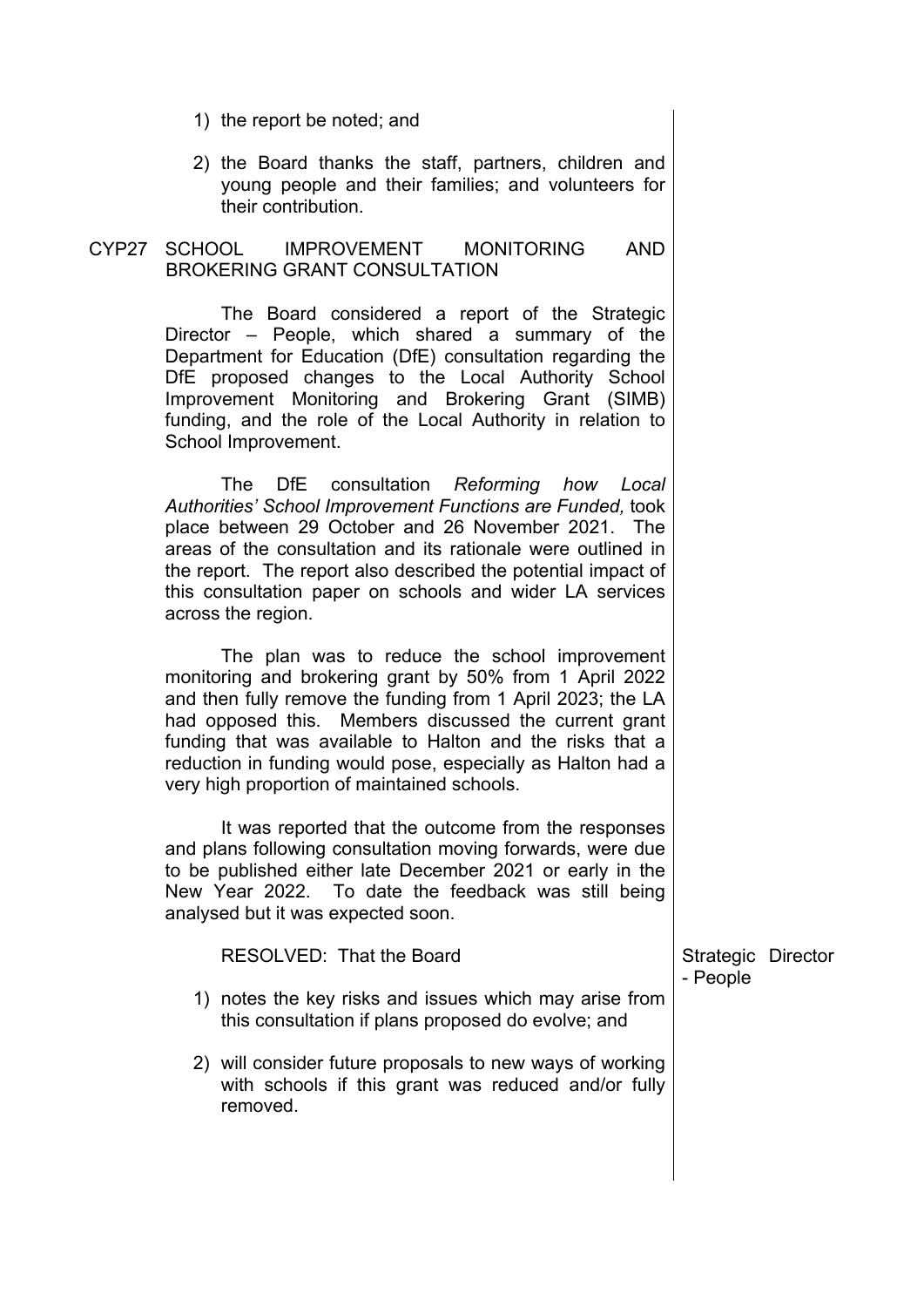1) the report be noted; and

2) the Board thanks the staff, partners, children and young people and their families; and volunteers for their contribution.

## CYP27 SCHOOL IMPROVEMENT MONITORING AND BROKERING GRANT CONSULTATION

The Board considered a report of the Strategic Director – People, which shared a summary of the Department for Education (DfE) consultation regarding the DfE proposed changes to the Local Authority School Improvement Monitoring and Brokering Grant (SIMB) funding, and the role of the Local Authority in relation to School Improvement.

The DfE consultation *Reforming how Local Authorities' School Improvement Functions are Funded,* took place between 29 October and 26 November 2021. The areas of the consultation and its rationale were outlined in the report. The report also described the potential impact of this consultation paper on schools and wider LA services across the region.

The plan was to reduce the school improvement monitoring and brokering grant by 50% from 1 April 2022 and then fully remove the funding from 1 April 2023; the LA had opposed this. Members discussed the current grant funding that was available to Halton and the risks that a reduction in funding would pose, especially as Halton had a very high proportion of maintained schools.

It was reported that the outcome from the responses and plans following consultation moving forwards, were due to be published either late December 2021 or early in the New Year 2022. To date the feedback was still being analysed but it was expected soon.

RESOLVED: That the Board

Strategic Director - People

1) notes the key risks and issues which may arise from this consultation if plans proposed do evolve; and

2) will consider future proposals to new ways of working with schools if this grant was reduced and/or fully removed.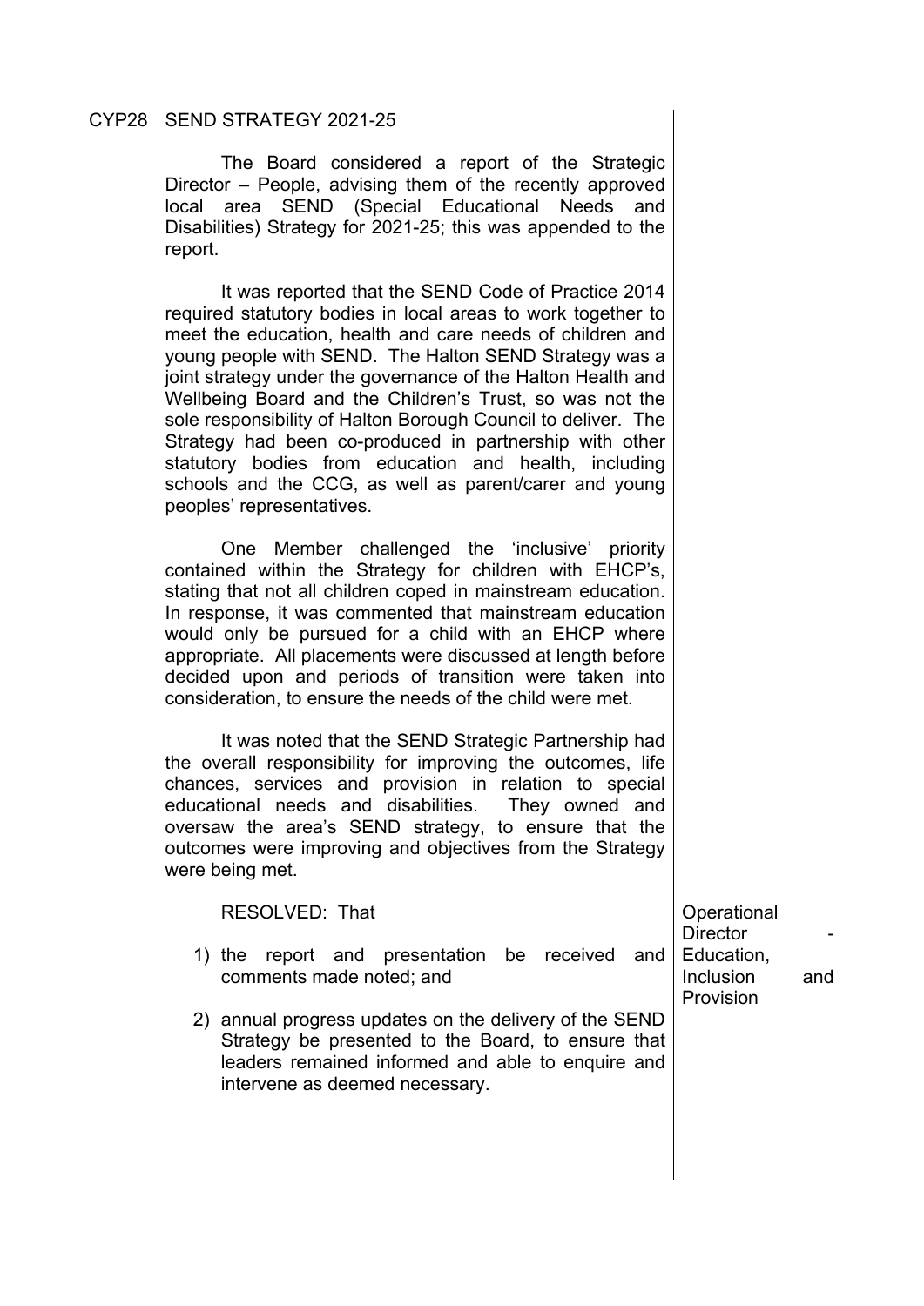## CYP28 SEND STRATEGY 2021-25

The Board considered a report of the Strategic Director – People, advising them of the recently approved local area SEND (Special Educational Needs and Disabilities) Strategy for 2021-25; this was appended to the report.

It was reported that the SEND Code of Practice 2014 required statutory bodies in local areas to work together to meet the education, health and care needs of children and young people with SEND. The Halton SEND Strategy was a joint strategy under the governance of the Halton Health and Wellbeing Board and the Children's Trust, so was not the sole responsibility of Halton Borough Council to deliver. The Strategy had been co-produced in partnership with other statutory bodies from education and health, including schools and the CCG, as well as parent/carer and young peoples' representatives.

One Member challenged the 'inclusive' priority contained within the Strategy for children with EHCP's, stating that not all children coped in mainstream education. In response, it was commented that mainstream education would only be pursued for a child with an EHCP where appropriate. All placements were discussed at length before decided upon and periods of transition were taken into consideration, to ensure the needs of the child were met.

It was noted that the SEND Strategic Partnership had the overall responsibility for improving the outcomes, life chances, services and provision in relation to special educational needs and disabilities. They owned and oversaw the area's SEND strategy, to ensure that the outcomes were improving and objectives from the Strategy were being met.

RESOLVED: That

1) the report and presentation be received and comments made noted; and
2) annual progress updates on the delivery of the SEND Strategy be presented to the Board, to ensure that leaders remained informed and able to enquire and intervene as deemed necessary.

Operational Director - Education, Inclusion and Provision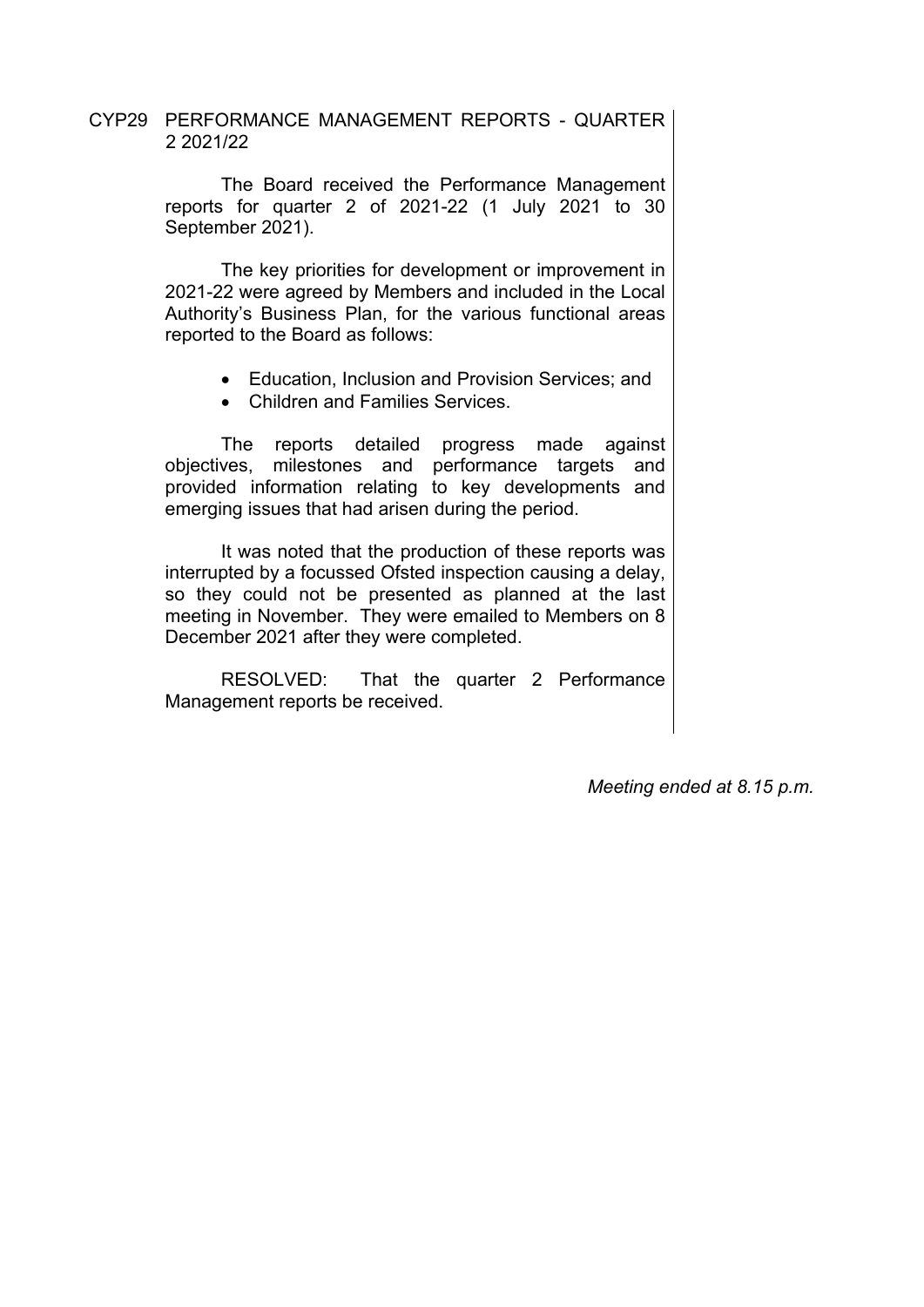## CYP29 PERFORMANCE MANAGEMENT REPORTS - QUARTER 2 2021/22

The Board received the Performance Management reports for quarter 2 of 2021-22 (1 July 2021 to 30 September 2021).

The key priorities for development or improvement in 2021-22 were agreed by Members and included in the Local Authority's Business Plan, for the various functional areas reported to the Board as follows:

- Education, Inclusion and Provision Services; and
- Children and Families Services.

The reports detailed progress made against objectives, milestones and performance targets and provided information relating to key developments and emerging issues that had arisen during the period.

It was noted that the production of these reports was interrupted by a focussed Ofsted inspection causing a delay, so they could not be presented as planned at the last meeting in November. They were emailed to Members on 8 December 2021 after they were completed.

RESOLVED: That the quarter 2 Performance Management reports be received.

*Meeting ended at 8.15 p.m.*